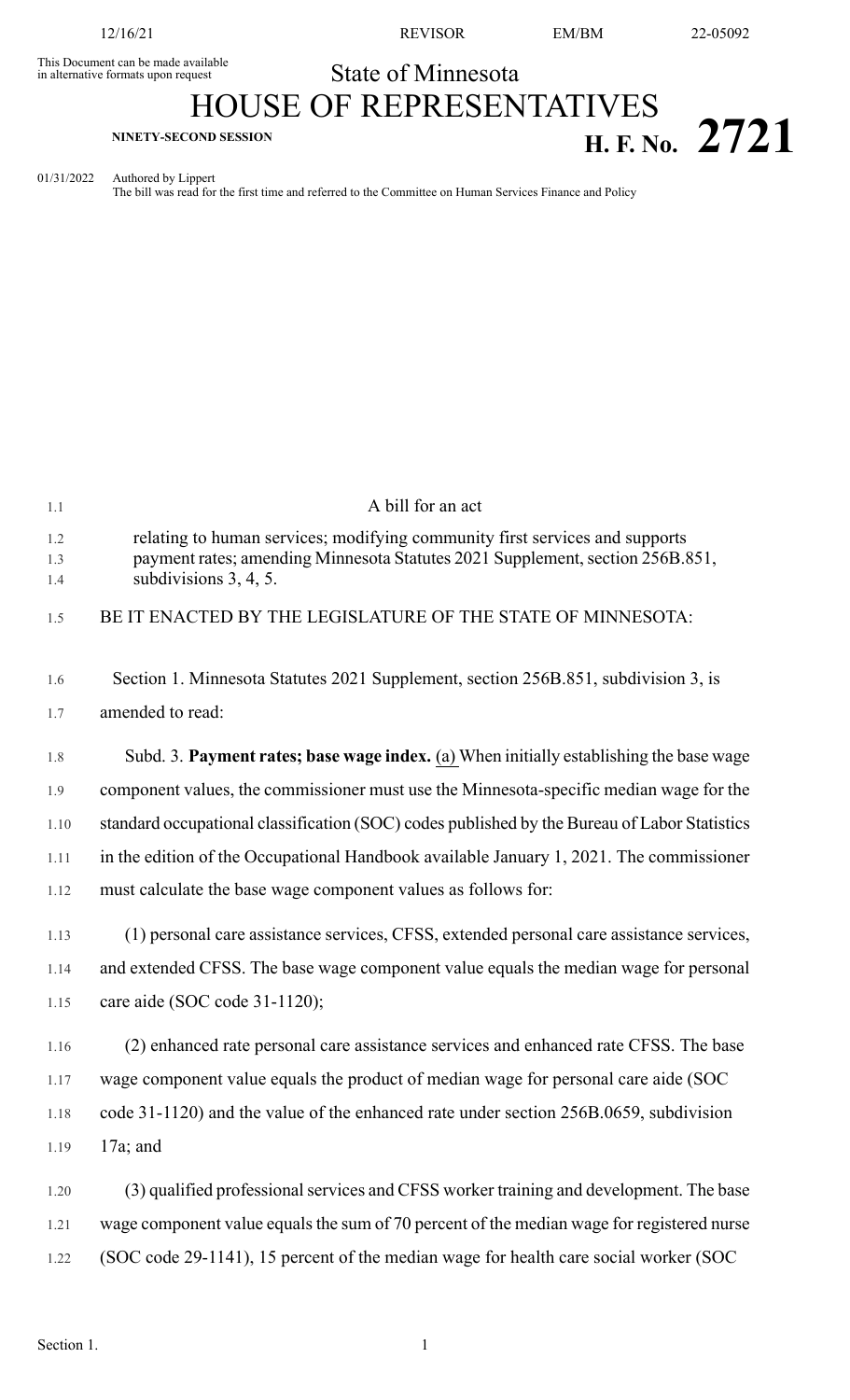This Document can be made available in alternative formats upon request

State of Minnesota

# HOUSE OF REPRESENTATIVES

**NINETY-SECOND SESSION**

# H. F. No. 2721

01/31/2022 Authored by Lippert
The bill was read for the first time and referred to the Committee on Human Services Finance and Policy

A bill for an act

relating to human services; modifying community first services and supports payment rates; amending Minnesota Statutes 2021 Supplement, section 256B.851, subdivisions 3, 4, 5.

BE IT ENACTED BY THE LEGISLATURE OF THE STATE OF MINNESOTA:

Section 1. Minnesota Statutes 2021 Supplement, section 256B.851, subdivision 3, is amended to read:

Subd. 3. **Payment rates; base wage index.** (a) When initially establishing the base wage component values, the commissioner must use the Minnesota-specific median wage for the standard occupational classification (SOC) codes published by the Bureau of Labor Statistics in the edition of the Occupational Handbook available January 1, 2021. The commissioner must calculate the base wage component values as follows for:

(1) personal care assistance services, CFSS, extended personal care assistance services, and extended CFSS. The base wage component value equals the median wage for personal care aide (SOC code 31-1120);

(2) enhanced rate personal care assistance services and enhanced rate CFSS. The base wage component value equals the product of median wage for personal care aide (SOC code 31-1120) and the value of the enhanced rate under section 256B.0659, subdivision 17a; and

(3) qualified professional services and CFSS worker training and development. The base wage component value equals the sum of 70 percent of the median wage for registered nurse (SOC code 29-1141), 15 percent of the median wage for health care social worker (SOC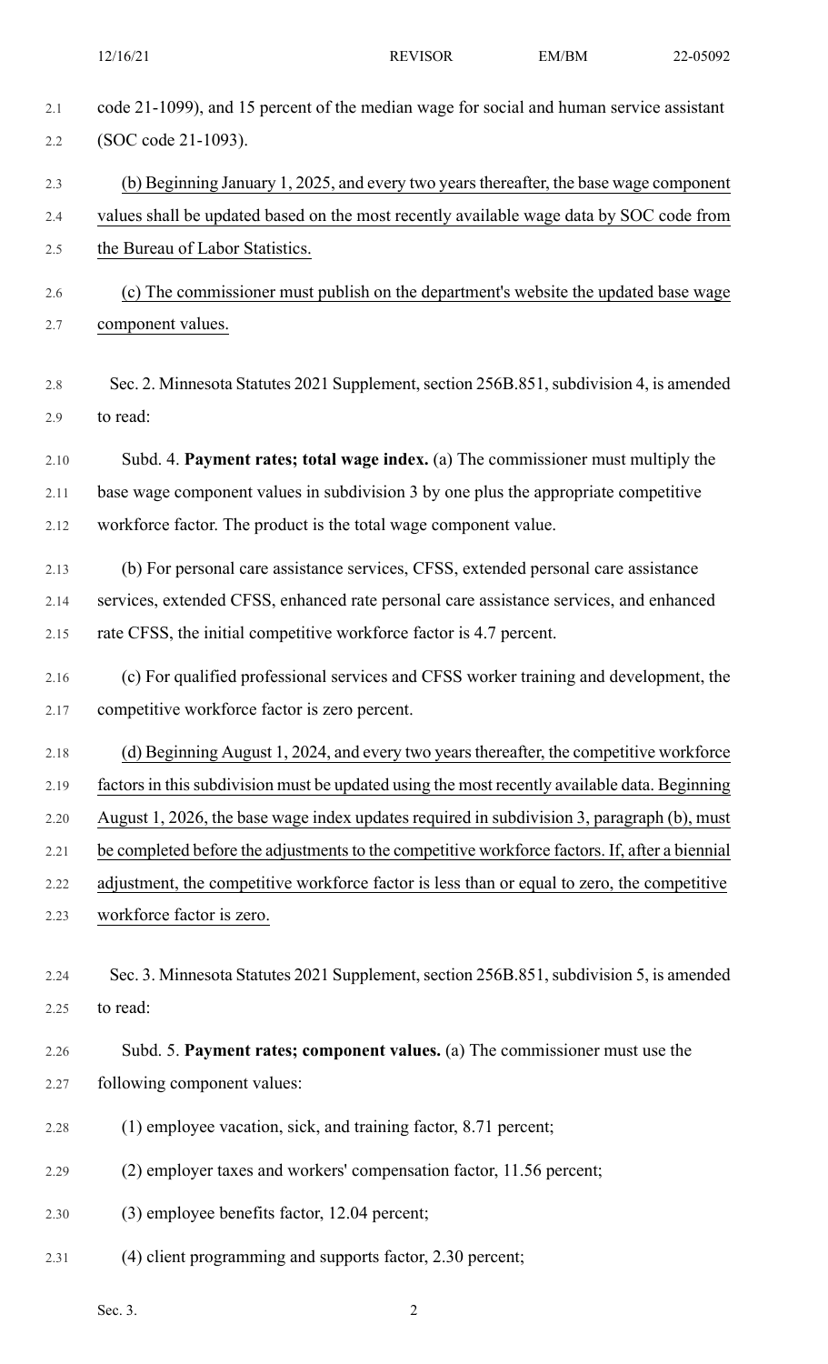code 21-1099), and 15 percent of the median wage for social and human service assistant (SOC code 21-1093).

(b) Beginning January 1, 2025, and every two years thereafter, the base wage component values shall be updated based on the most recently available wage data by SOC code from the Bureau of Labor Statistics.

(c) The commissioner must publish on the department's website the updated base wage component values.

Sec. 2. Minnesota Statutes 2021 Supplement, section 256B.851, subdivision 4, is amended to read:

Subd. 4. **Payment rates; total wage index.** (a) The commissioner must multiply the base wage component values in subdivision 3 by one plus the appropriate competitive workforce factor. The product is the total wage component value.

(b) For personal care assistance services, CFSS, extended personal care assistance services, extended CFSS, enhanced rate personal care assistance services, and enhanced rate CFSS, the initial competitive workforce factor is 4.7 percent.

(c) For qualified professional services and CFSS worker training and development, the competitive workforce factor is zero percent.

(d) Beginning August 1, 2024, and every two years thereafter, the competitive workforce factors in this subdivision must be updated using the most recently available data. Beginning August 1, 2026, the base wage index updates required in subdivision 3, paragraph (b), must be completed before the adjustments to the competitive workforce factors. If, after a biennial adjustment, the competitive workforce factor is less than or equal to zero, the competitive workforce factor is zero.

Sec. 3. Minnesota Statutes 2021 Supplement, section 256B.851, subdivision 5, is amended to read:

Subd. 5. **Payment rates; component values.** (a) The commissioner must use the following component values:

(1) employee vacation, sick, and training factor, 8.71 percent;

(2) employer taxes and workers' compensation factor, 11.56 percent;

(3) employee benefits factor, 12.04 percent;

(4) client programming and supports factor, 2.30 percent;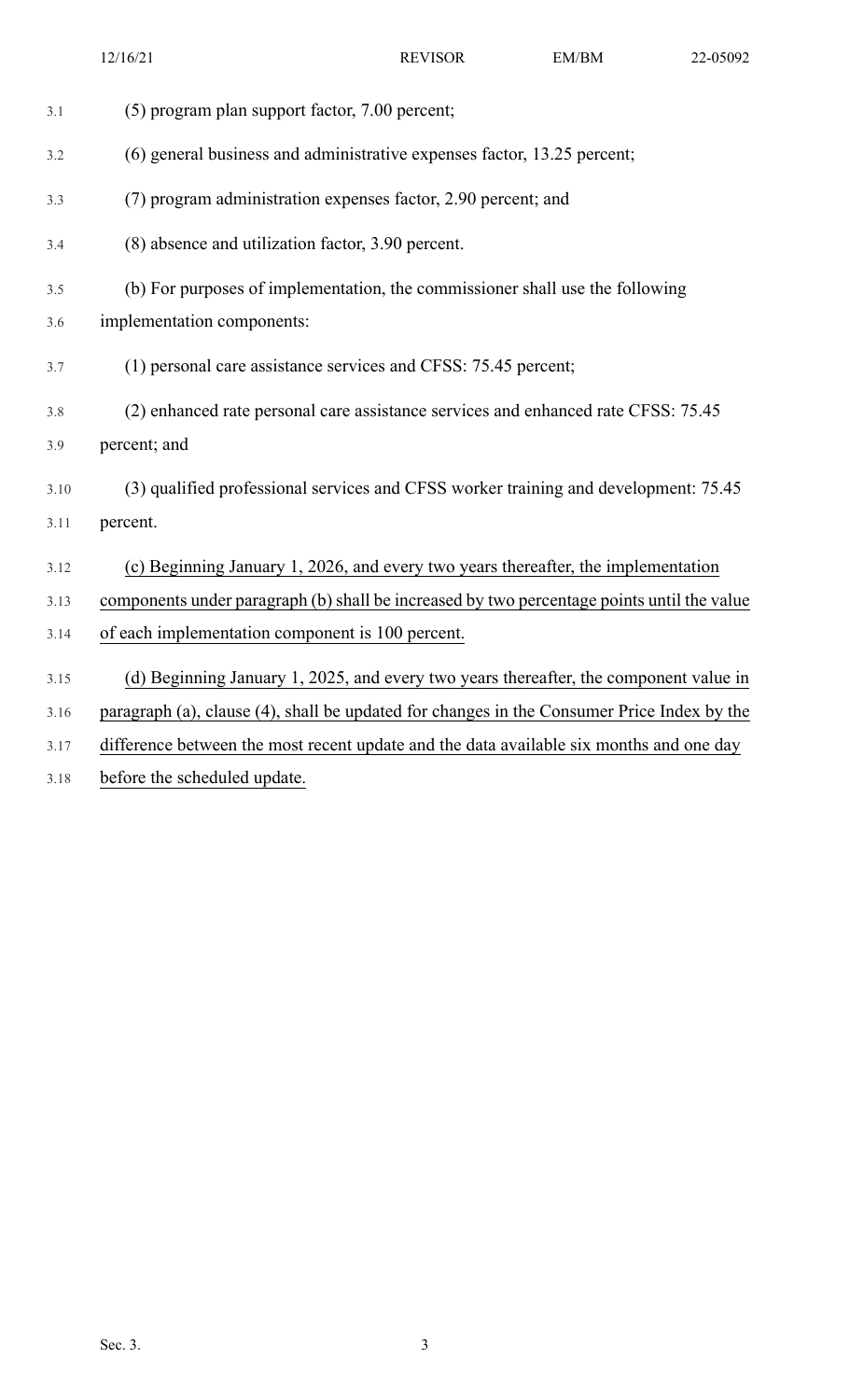(5) program plan support factor, 7.00 percent;

(6) general business and administrative expenses factor, 13.25 percent;

(7) program administration expenses factor, 2.90 percent; and

(8) absence and utilization factor, 3.90 percent.

(b) For purposes of implementation, the commissioner shall use the following implementation components:

(1) personal care assistance services and CFSS: 75.45 percent;

(2) enhanced rate personal care assistance services and enhanced rate CFSS: 75.45 percent; and

(3) qualified professional services and CFSS worker training and development: 75.45 percent.

(c) Beginning January 1, 2026, and every two years thereafter, the implementation components under paragraph (b) shall be increased by two percentage points until the value of each implementation component is 100 percent.

(d) Beginning January 1, 2025, and every two years thereafter, the component value in paragraph (a), clause (4), shall be updated for changes in the Consumer Price Index by the difference between the most recent update and the data available six months and one day before the scheduled update.